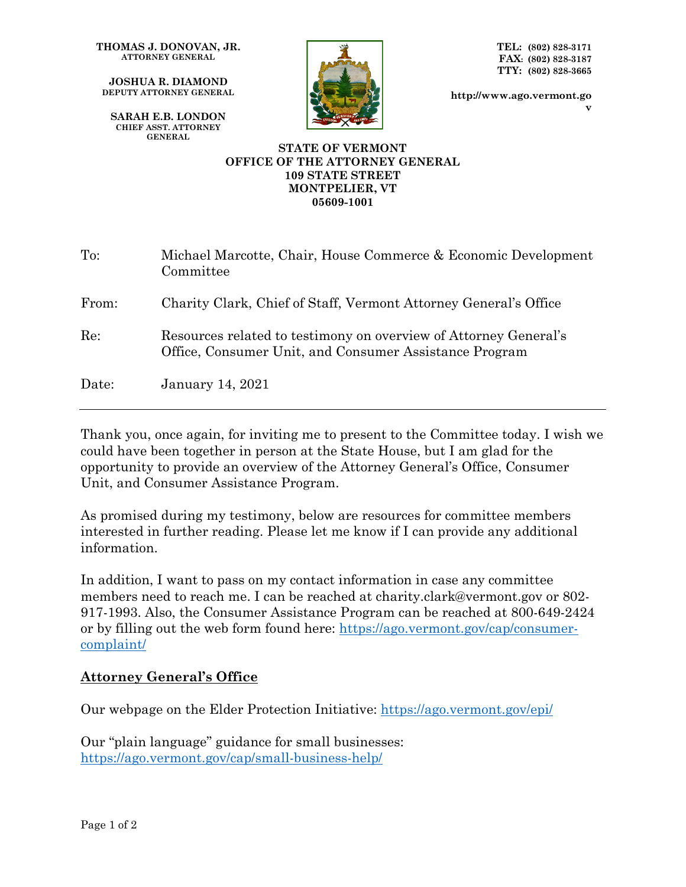**THOMAS J. DONOVAN, JR.**
**ATTORNEY GENERAL**

**JOSHUA R. DIAMOND**
**DEPUTY ATTORNEY GENERAL**

**SARAH E.B. LONDON**
**CHIEF ASST. ATTORNEY GENERAL**

**TEL: (802) 828-3171**
**FAX: (802) 828-3187**
**TTY: (802) 828-3665**

**http://www.ago.vermont.gov**

**STATE OF VERMONT**
**OFFICE OF THE ATTORNEY GENERAL**
**109 STATE STREET**
**MONTPELIER, VT**
**05609-1001**

| | |
|---|---|
| To: | Michael Marcotte, Chair, House Commerce & Economic Development Committee |
| From: | Charity Clark, Chief of Staff, Vermont Attorney General's Office |
| Re: | Resources related to testimony on overview of Attorney General's Office, Consumer Unit, and Consumer Assistance Program |
| Date: | January 14, 2021 |

---

Thank you, once again, for inviting me to present to the Committee today. I wish we could have been together in person at the State House, but I am glad for the opportunity to provide an overview of the Attorney General's Office, Consumer Unit, and Consumer Assistance Program.

As promised during my testimony, below are resources for committee members interested in further reading. Please let me know if I can provide any additional information.

In addition, I want to pass on my contact information in case any committee members need to reach me. I can be reached at charity.clark@vermont.gov or 802-917-1993. Also, the Consumer Assistance Program can be reached at 800-649-2424 or by filling out the web form found here: https://ago.vermont.gov/cap/consumer-complaint/

## Attorney General's Office

Our webpage on the Elder Protection Initiative: https://ago.vermont.gov/epi/

Our "plain language" guidance for small businesses:
https://ago.vermont.gov/cap/small-business-help/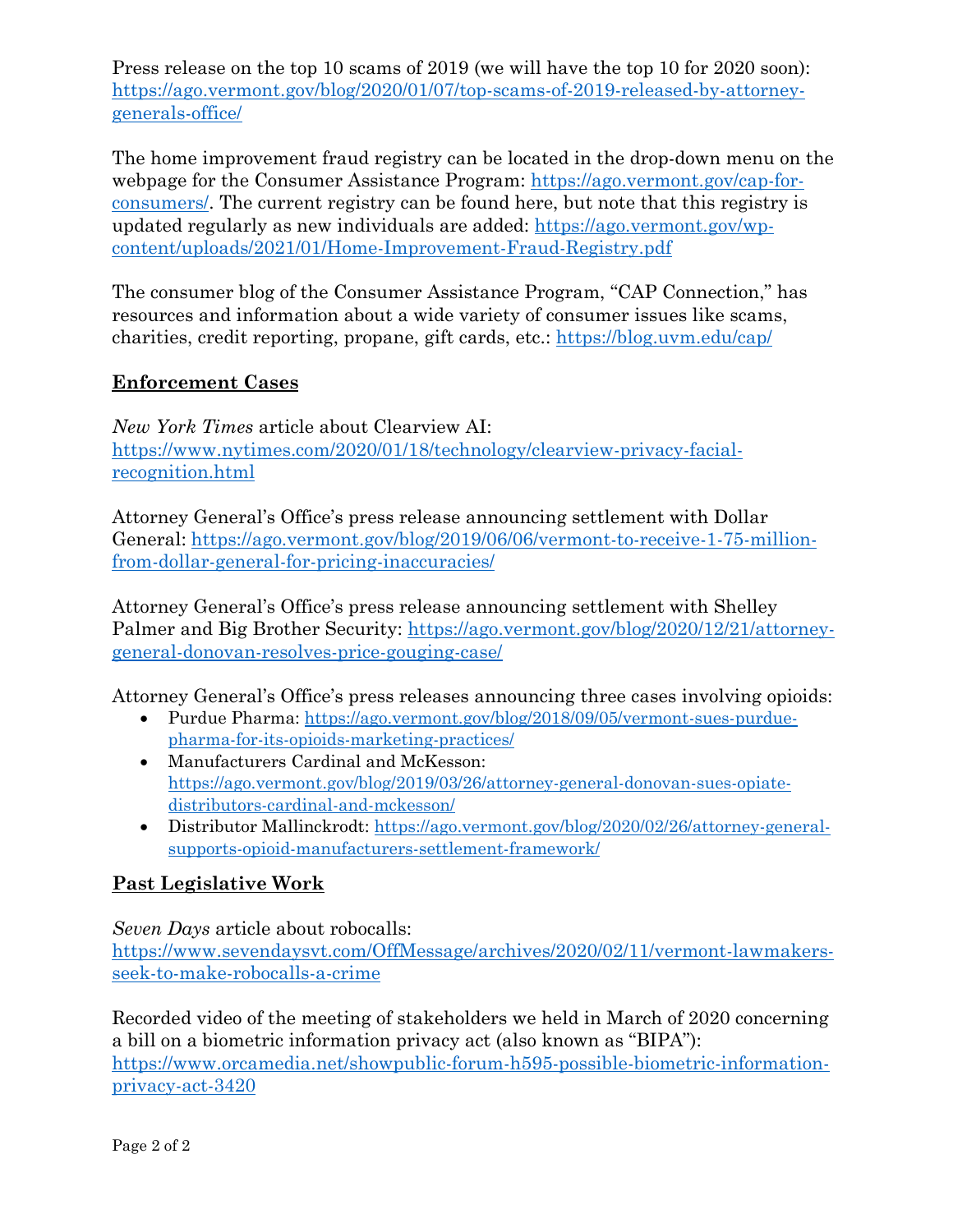Press release on the top 10 scams of 2019 (we will have the top 10 for 2020 soon): https://ago.vermont.gov/blog/2020/01/07/top-scams-of-2019-released-by-attorney-generals-office/

The home improvement fraud registry can be located in the drop-down menu on the webpage for the Consumer Assistance Program: https://ago.vermont.gov/cap-for-consumers/. The current registry can be found here, but note that this registry is updated regularly as new individuals are added: https://ago.vermont.gov/wp-content/uploads/2021/01/Home-Improvement-Fraud-Registry.pdf

The consumer blog of the Consumer Assistance Program, "CAP Connection," has resources and information about a wide variety of consumer issues like scams, charities, credit reporting, propane, gift cards, etc.: https://blog.uvm.edu/cap/

## Enforcement Cases

*New York Times* article about Clearview AI: https://www.nytimes.com/2020/01/18/technology/clearview-privacy-facial-recognition.html

Attorney General's Office's press release announcing settlement with Dollar General: https://ago.vermont.gov/blog/2019/06/06/vermont-to-receive-1-75-million-from-dollar-general-for-pricing-inaccuracies/

Attorney General's Office's press release announcing settlement with Shelley Palmer and Big Brother Security: https://ago.vermont.gov/blog/2020/12/21/attorney-general-donovan-resolves-price-gouging-case/

Attorney General's Office's press releases announcing three cases involving opioids:

- Purdue Pharma: https://ago.vermont.gov/blog/2018/09/05/vermont-sues-purdue-pharma-for-its-opioids-marketing-practices/
- Manufacturers Cardinal and McKesson: https://ago.vermont.gov/blog/2019/03/26/attorney-general-donovan-sues-opiate-distributors-cardinal-and-mckesson/
- Distributor Mallinckrodt: https://ago.vermont.gov/blog/2020/02/26/attorney-general-supports-opioid-manufacturers-settlement-framework/

## Past Legislative Work

*Seven Days* article about robocalls: https://www.sevendaysvt.com/OffMessage/archives/2020/02/11/vermont-lawmakers-seek-to-make-robocalls-a-crime

Recorded video of the meeting of stakeholders we held in March of 2020 concerning a bill on a biometric information privacy act (also known as "BIPA"): https://www.orcamedia.net/showpublic-forum-h595-possible-biometric-information-privacy-act-3420